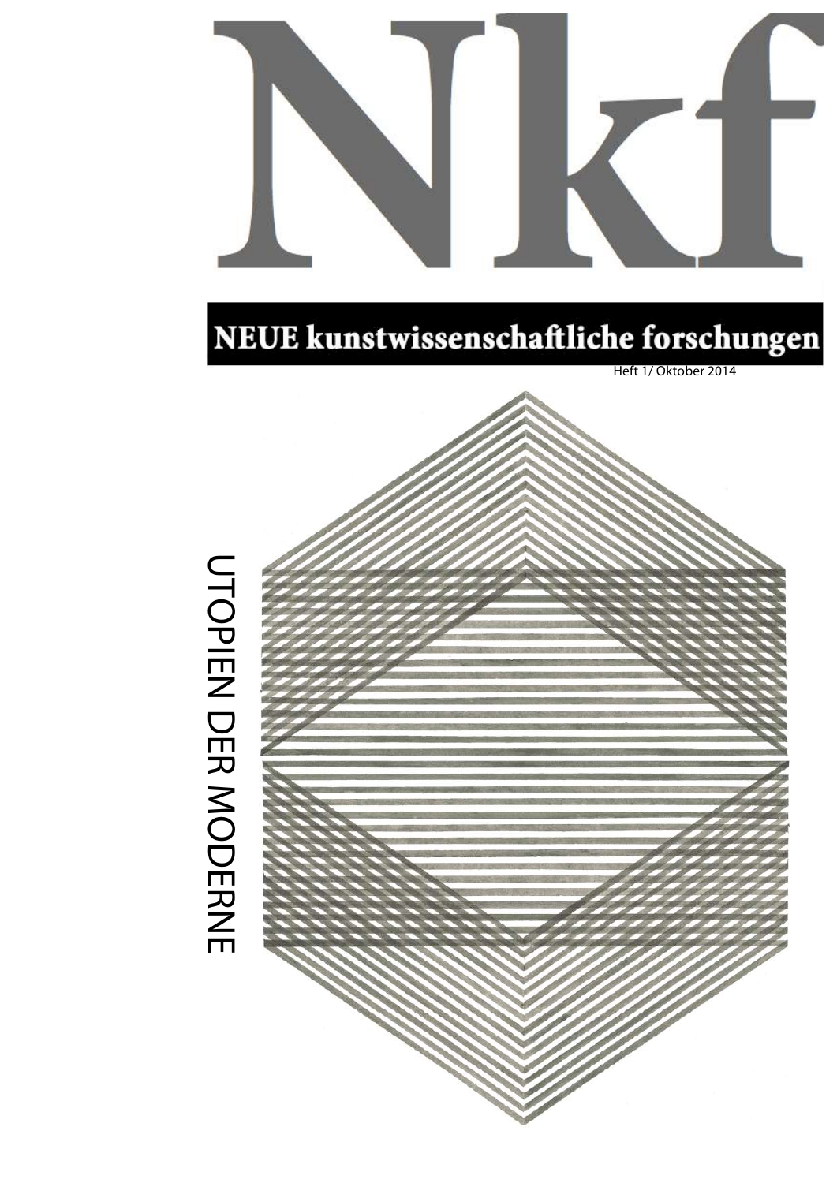# Nkf

## NEUE kunstwissenschaftliche forschungen

Heft 1/ Oktober 2014

UTOPIEN DER MODERNE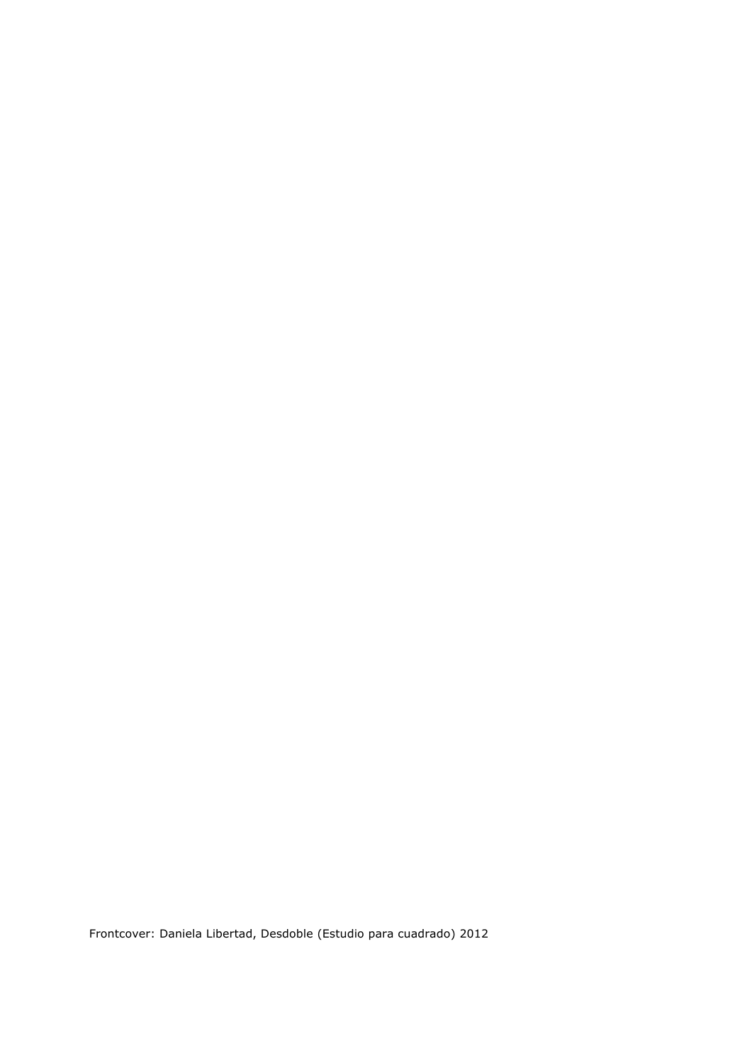Frontcover: Daniela Libertad, Desdoble (Estudio para cuadrado) 2012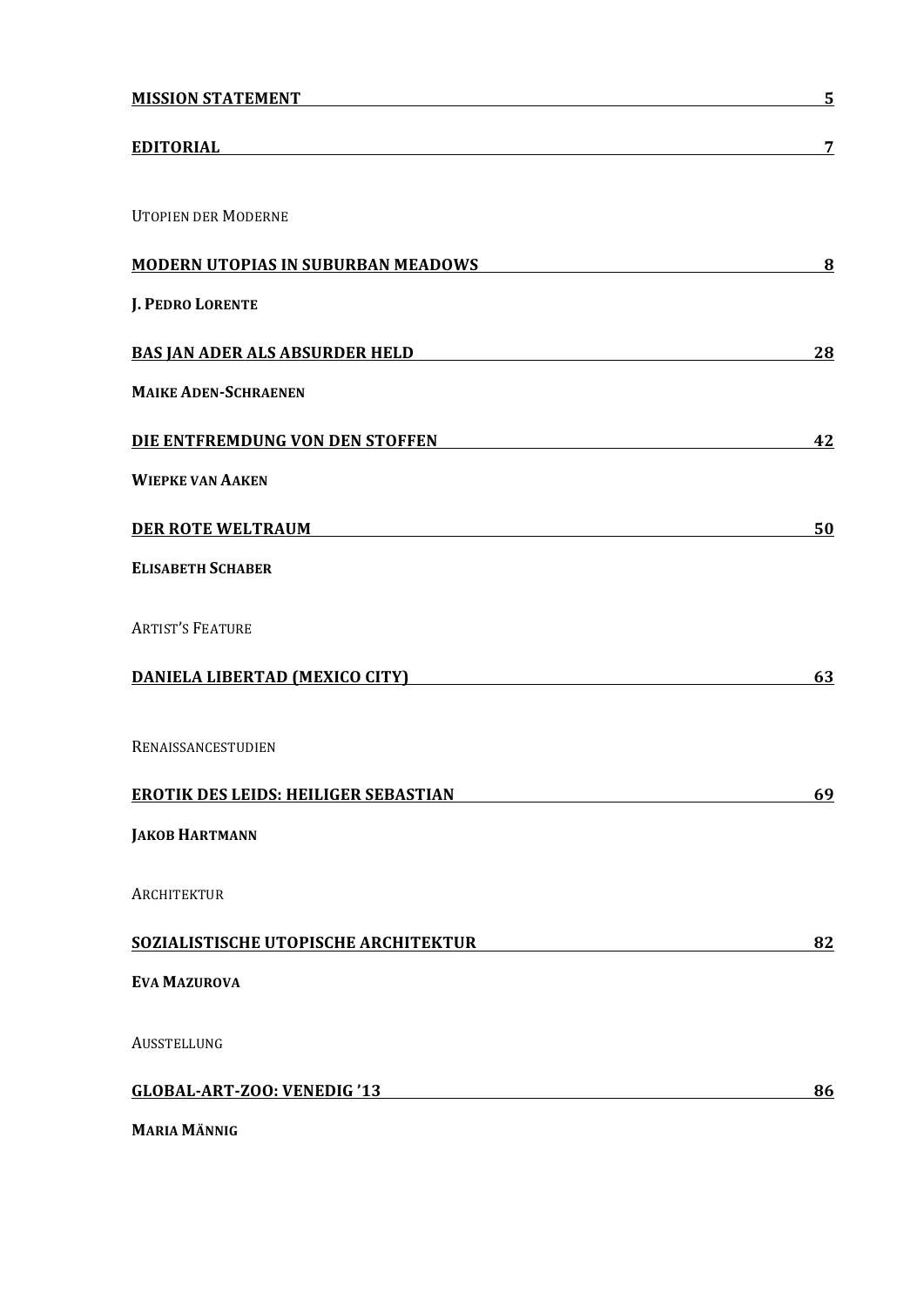**MISSION STATEMENT** 5

**EDITORIAL** 7

UTOPIEN DER MODERNE

**MODERN UTOPIAS IN SUBURBAN MEADOWS** 8

**J. PEDRO LORENTE**

**BAS JAN ADER ALS ABSURDER HELD** 28

**MAIKE ADEN-SCHRAENEN**

**DIE ENTFREMDUNG VON DEN STOFFEN** 42

**WIEPKE VAN AAKEN**

**DER ROTE WELTRAUM** 50

**ELISABETH SCHABER**

ARTIST'S FEATURE

**DANIELA LIBERTAD (MEXICO CITY)** 63

RENAISSANCESTUDIEN

**EROTIK DES LEIDS: HEILIGER SEBASTIAN** 69

**JAKOB HARTMANN**

ARCHITEKTUR

**SOZIALISTISCHE UTOPISCHE ARCHITEKTUR** 82

**EVA MAZUROVA**

AUSSTELLUNG

**GLOBAL-ART-ZOO: VENEDIG '13** 86

**MARIA MÄNNIG**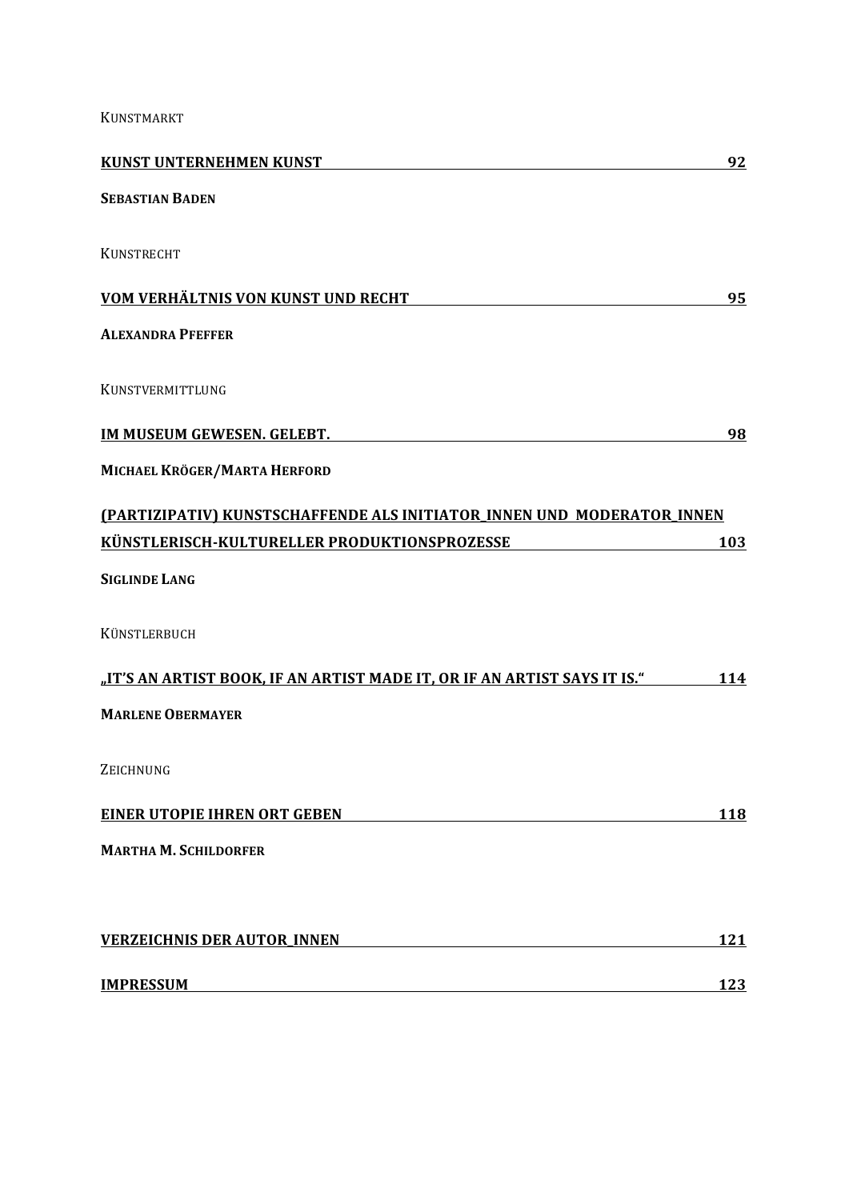KUNSTMARKT

**KUNST UNTERNEHMEN KUNST** **92**

**SEBASTIAN BADEN**

KUNSTRECHT

**VOM VERHÄLTNIS VON KUNST UND RECHT** **95**

**ALEXANDRA PFEFFER**

KUNSTVERMITTLUNG

**IM MUSEUM GEWESEN. GELEBT.** **98**

**MICHAEL KRÖGER/MARTA HERFORD**

**(PARTIZIPATIV) KUNSTSCHAFFENDE ALS INITIATOR_INNEN UND MODERATOR_INNEN KÜNSTLERISCH-KULTURELLER PRODUKTIONSPROZESSE** **103**

**SIGLINDE LANG**

KÜNSTLERBUCH

**„IT'S AN ARTIST BOOK, IF AN ARTIST MADE IT, OR IF AN ARTIST SAYS IT IS."** **114**

**MARLENE OBERMAYER**

ZEICHNUNG

**EINER UTOPIE IHREN ORT GEBEN** **118**

**MARTHA M. SCHILDORFER**

**VERZEICHNIS DER AUTOR_INNEN** **121**

**IMPRESSUM** **123**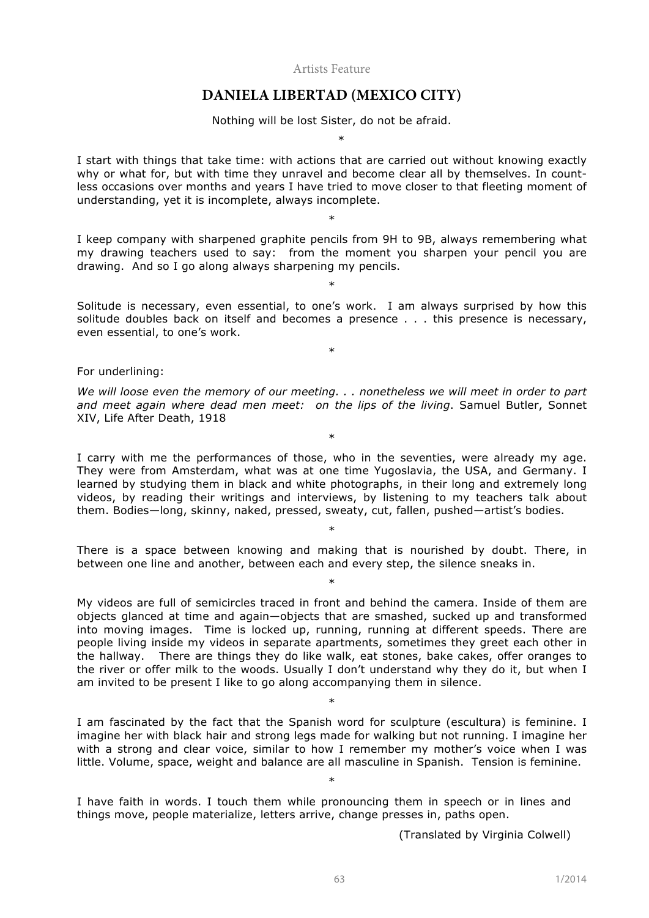Artists Feature

# DANIELA LIBERTAD (MEXICO CITY)

Nothing will be lost Sister, do not be afraid.

*

I start with things that take time: with actions that are carried out without knowing exactly why or what for, but with time they unravel and become clear all by themselves. In countless occasions over months and years I have tried to move closer to that fleeting moment of understanding, yet it is incomplete, always incomplete.

*

I keep company with sharpened graphite pencils from 9H to 9B, always remembering what my drawing teachers used to say: from the moment you sharpen your pencil you are drawing. And so I go along always sharpening my pencils.

*

Solitude is necessary, even essential, to one's work. I am always surprised by how this solitude doubles back on itself and becomes a presence . . . this presence is necessary, even essential, to one's work.

*

For underlining:

*We will loose even the memory of our meeting. . . nonetheless we will meet in order to part and meet again where dead men meet: on the lips of the living*. Samuel Butler, Sonnet XIV, Life After Death, 1918

*

I carry with me the performances of those, who in the seventies, were already my age. They were from Amsterdam, what was at one time Yugoslavia, the USA, and Germany. I learned by studying them in black and white photographs, in their long and extremely long videos, by reading their writings and interviews, by listening to my teachers talk about them. Bodies—long, skinny, naked, pressed, sweaty, cut, fallen, pushed—artist's bodies.

*

There is a space between knowing and making that is nourished by doubt. There, in between one line and another, between each and every step, the silence sneaks in.

*

My videos are full of semicircles traced in front and behind the camera. Inside of them are objects glanced at time and again—objects that are smashed, sucked up and transformed into moving images. Time is locked up, running, running at different speeds. There are people living inside my videos in separate apartments, sometimes they greet each other in the hallway. There are things they do like walk, eat stones, bake cakes, offer oranges to the river or offer milk to the woods. Usually I don't understand why they do it, but when I am invited to be present I like to go along accompanying them in silence.

*

I am fascinated by the fact that the Spanish word for sculpture (escultura) is feminine. I imagine her with black hair and strong legs made for walking but not running. I imagine her with a strong and clear voice, similar to how I remember my mother's voice when I was little. Volume, space, weight and balance are all masculine in Spanish. Tension is feminine.

*

I have faith in words. I touch them while pronouncing them in speech or in lines and things move, people materialize, letters arrive, change presses in, paths open.

(Translated by Virginia Colwell)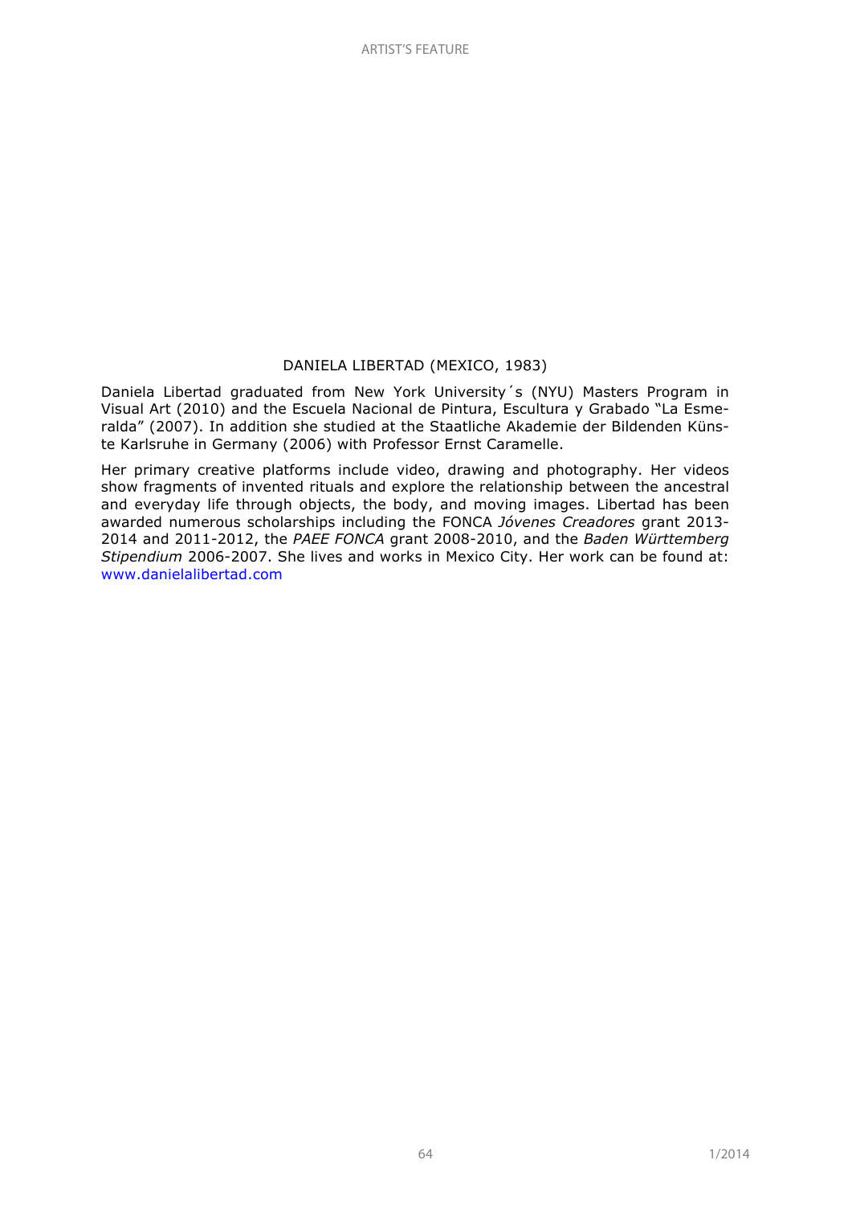## DANIELA LIBERTAD (MEXICO, 1983)

Daniela Libertad graduated from New York University´s (NYU) Masters Program in Visual Art (2010) and the Escuela Nacional de Pintura, Escultura y Grabado "La Esmeralda" (2007). In addition she studied at the Staatliche Akademie der Bildenden Künste Karlsruhe in Germany (2006) with Professor Ernst Caramelle.

Her primary creative platforms include video, drawing and photography. Her videos show fragments of invented rituals and explore the relationship between the ancestral and everyday life through objects, the body, and moving images. Libertad has been awarded numerous scholarships including the FONCA *Jóvenes Creadores* grant 2013-2014 and 2011-2012, the *PAEE FONCA* grant 2008-2010, and the *Baden Württemberg Stipendium* 2006-2007. She lives and works in Mexico City. Her work can be found at: www.danielalibertad.com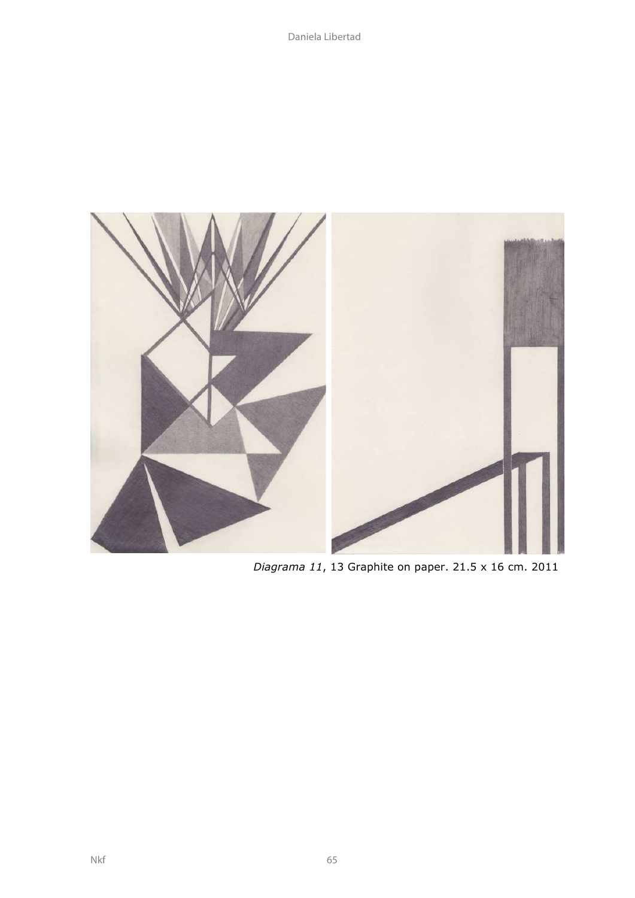*Diagrama 11*, 13 Graphite on paper. 21.5 x 16 cm. 2011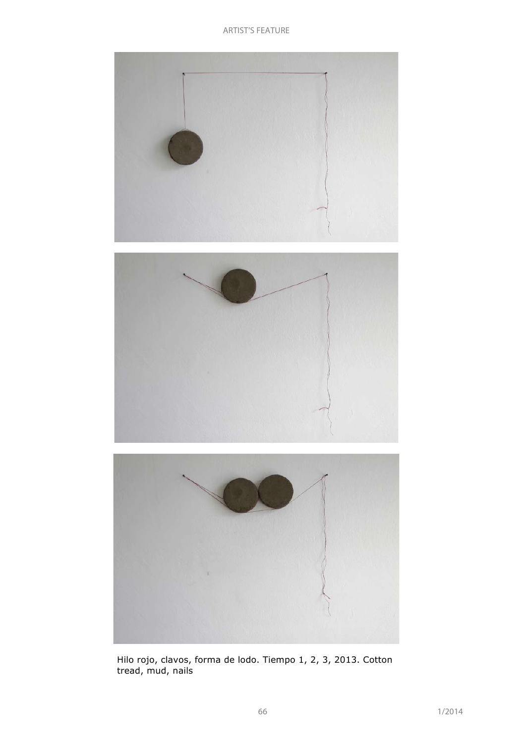Hilo rojo, clavos, forma de lodo. Tiempo 1, 2, 3, 2013. Cotton tread, mud, nails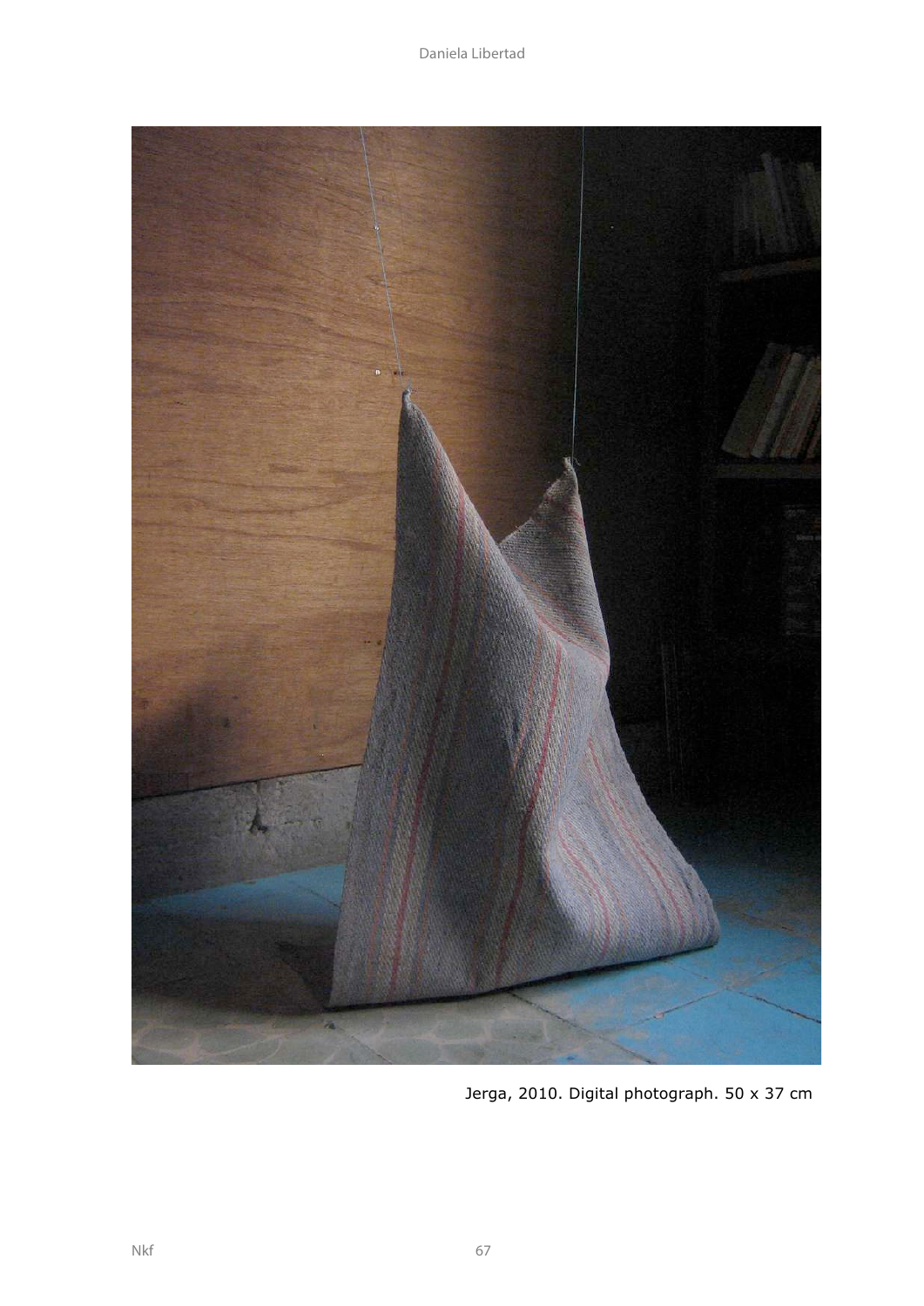Jerga, 2010. Digital photograph. 50 x 37 cm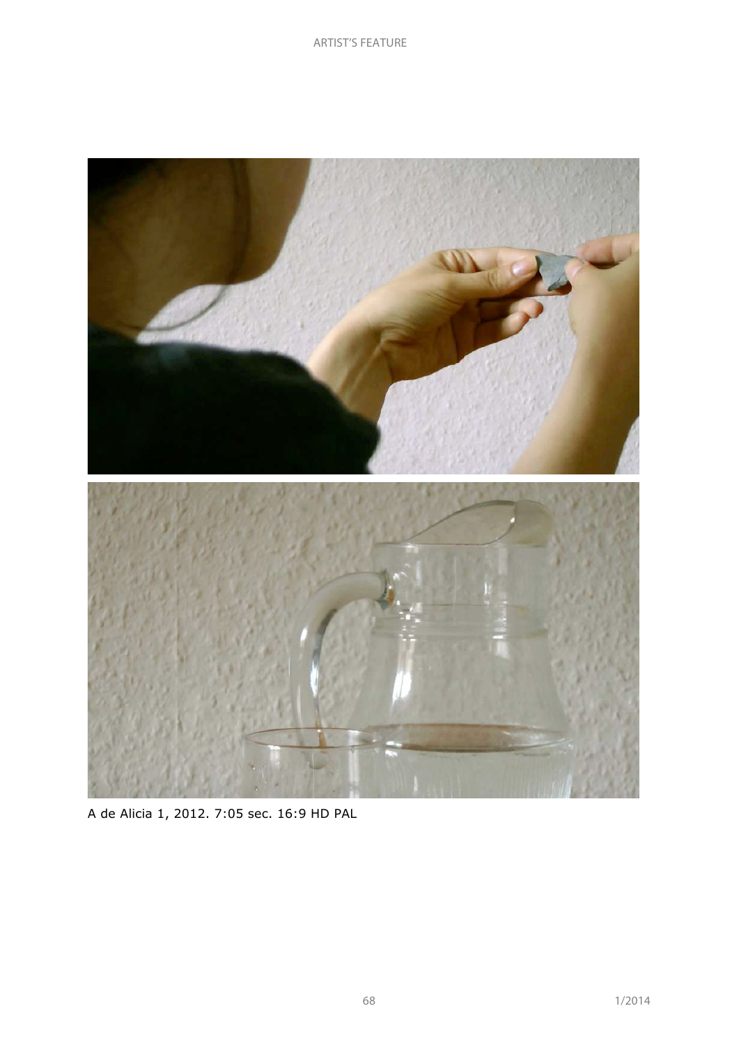A de Alicia 1, 2012. 7:05 sec. 16:9 HD PAL